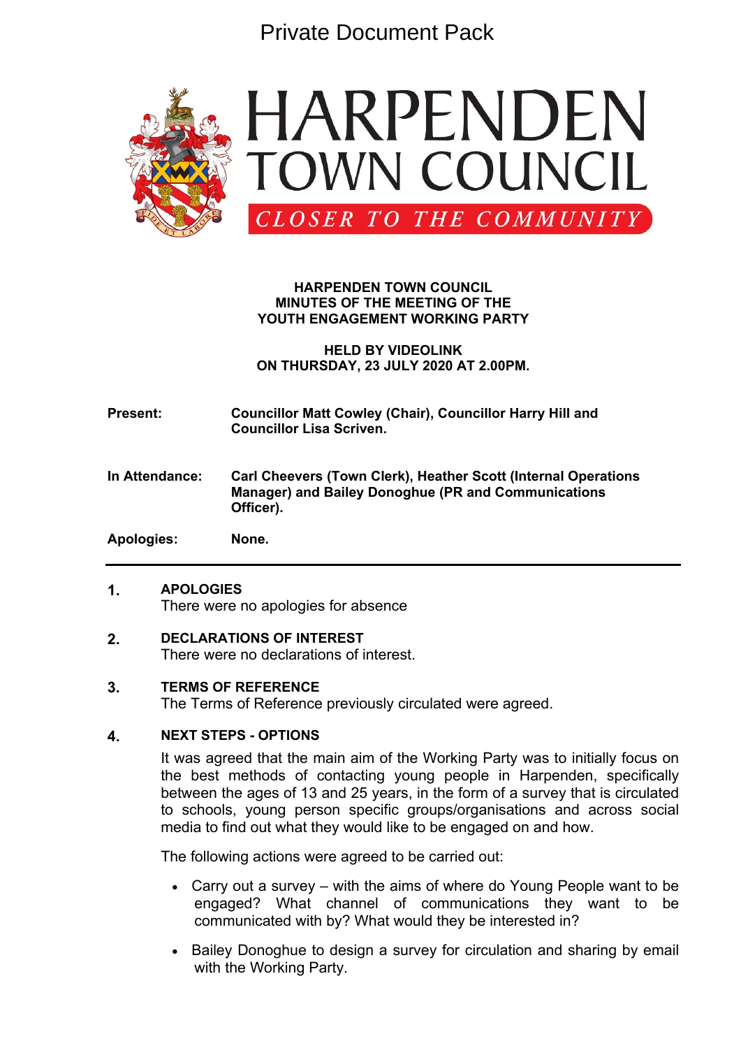Private Document Pack

# HARPENDEN TOWN COUNCIL

*CLOSER TO THE COMMUNITY*

**HARPENDEN TOWN COUNCIL**
**MINUTES OF THE MEETING OF THE**
**YOUTH ENGAGEMENT WORKING PARTY**

**HELD BY VIDEOLINK**
**ON THURSDAY, 23 JULY 2020 AT 2.00PM.**

| | |
|---|---|
| **Present:** | **Councillor Matt Cowley (Chair), Councillor Harry Hill and Councillor Lisa Scriven.** |
| **In Attendance:** | **Carl Cheevers (Town Clerk), Heather Scott (Internal Operations Manager) and Bailey Donoghue (PR and Communications Officer).** |
| **Apologies:** | **None.** |

---

**1. APOLOGIES**

There were no apologies for absence

**2. DECLARATIONS OF INTEREST**

There were no declarations of interest.

**3. TERMS OF REFERENCE**

The Terms of Reference previously circulated were agreed.

**4. NEXT STEPS - OPTIONS**

It was agreed that the main aim of the Working Party was to initially focus on the best methods of contacting young people in Harpenden, specifically between the ages of 13 and 25 years, in the form of a survey that is circulated to schools, young person specific groups/organisations and across social media to find out what they would like to be engaged on and how.

The following actions were agreed to be carried out:

- Carry out a survey – with the aims of where do Young People want to be engaged? What channel of communications they want to be communicated with by? What would they be interested in?
- Bailey Donoghue to design a survey for circulation and sharing by email with the Working Party.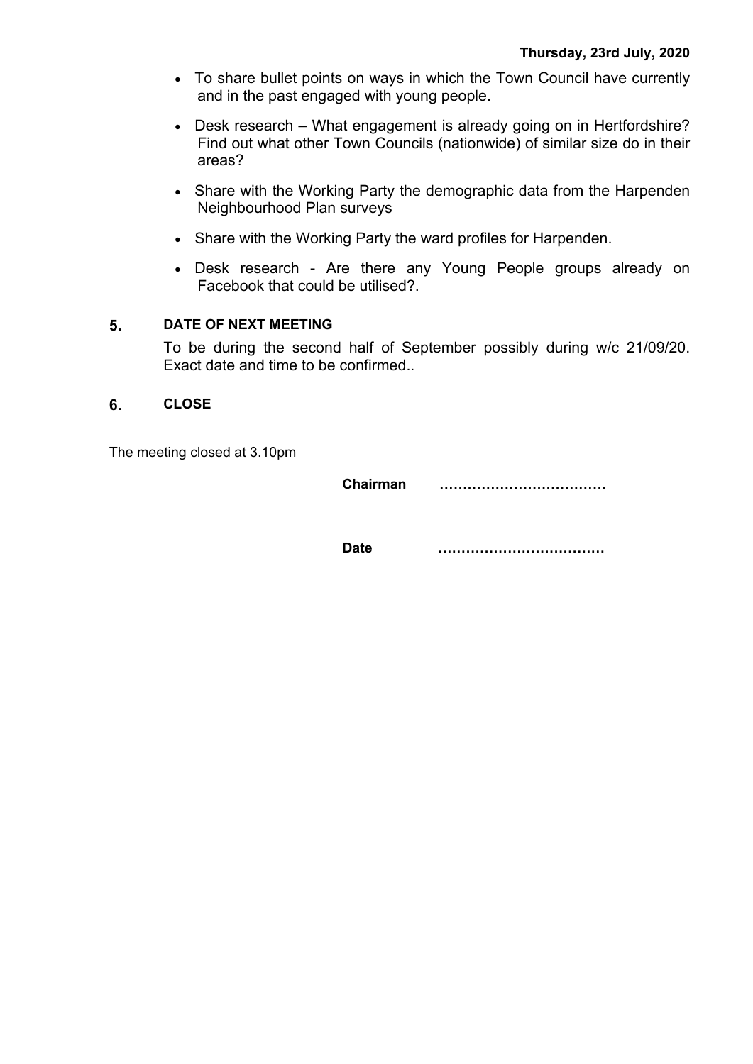- To share bullet points on ways in which the Town Council have currently and in the past engaged with young people.
- Desk research – What engagement is already going on in Hertfordshire? Find out what other Town Councils (nationwide) of similar size do in their areas?
- Share with the Working Party the demographic data from the Harpenden Neighbourhood Plan surveys
- Share with the Working Party the ward profiles for Harpenden.
- Desk research - Are there any Young People groups already on Facebook that could be utilised?.

## 5. DATE OF NEXT MEETING

To be during the second half of September possibly during w/c 21/09/20. Exact date and time to be confirmed..

## 6. CLOSE

The meeting closed at 3.10pm

**Chairman** ………………………………

**Date** ………………………………